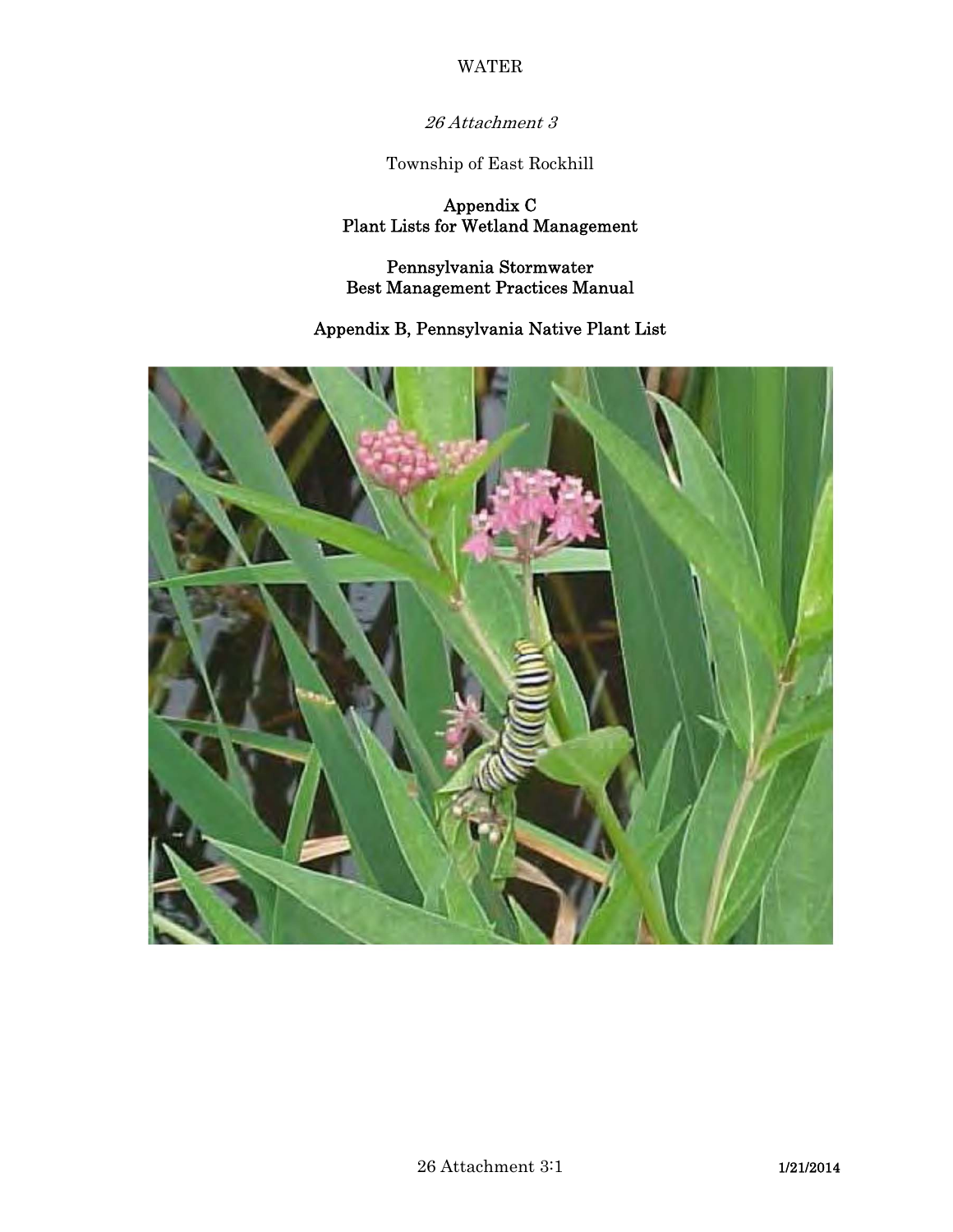*26 Attachment 3*

Township of East Rockhill

## Appendix C
## Plant Lists for Wetland Management

## Pennsylvania Stormwater
## Best Management Practices Manual

## Appendix B, Pennsylvania Native Plant List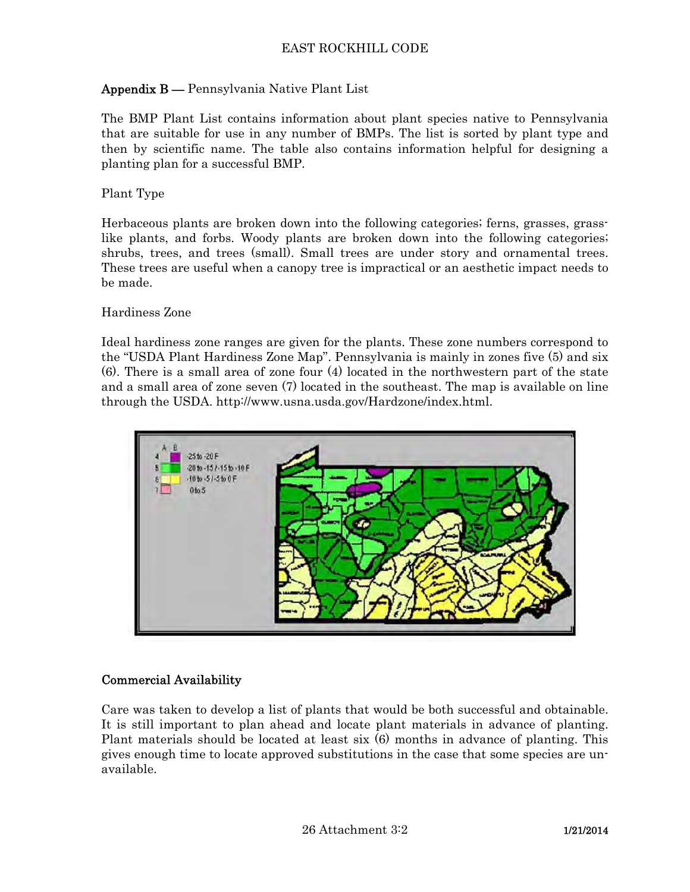**Appendix B** — Pennsylvania Native Plant List

The BMP Plant List contains information about plant species native to Pennsylvania that are suitable for use in any number of BMPs. The list is sorted by plant type and then by scientific name. The table also contains information helpful for designing a planting plan for a successful BMP.

Plant Type

Herbaceous plants are broken down into the following categories; ferns, grasses, grass-like plants, and forbs. Woody plants are broken down into the following categories; shrubs, trees, and trees (small). Small trees are under story and ornamental trees. These trees are useful when a canopy tree is impractical or an aesthetic impact needs to be made.

Hardiness Zone

Ideal hardiness zone ranges are given for the plants. These zone numbers correspond to the "USDA Plant Hardiness Zone Map". Pennsylvania is mainly in zones five (5) and six (6). There is a small area of zone four (4) located in the northwestern part of the state and a small area of zone seven (7) located in the southeast. The map is available on line through the USDA. http://www.usna.usda.gov/Hardzone/index.html.

**Commercial Availability**

Care was taken to develop a list of plants that would be both successful and obtainable. It is still important to plan ahead and locate plant materials in advance of planting. Plant materials should be located at least six (6) months in advance of planting. This gives enough time to locate approved substitutions in the case that some species are unavailable.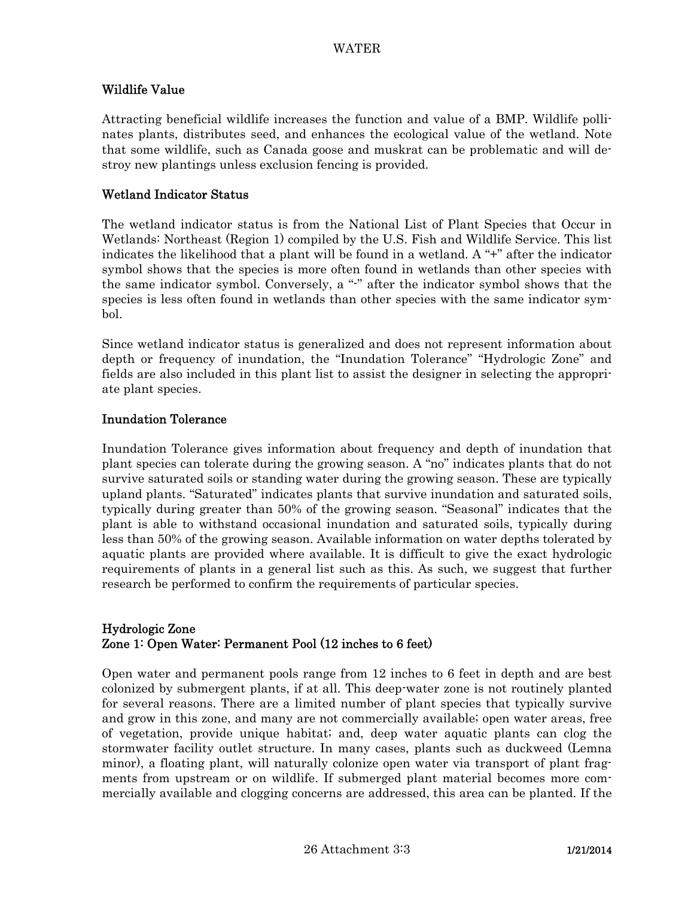### Wildlife Value

Attracting beneficial wildlife increases the function and value of a BMP. Wildlife pollinates plants, distributes seed, and enhances the ecological value of the wetland. Note that some wildlife, such as Canada goose and muskrat can be problematic and will destroy new plantings unless exclusion fencing is provided.

### Wetland Indicator Status

The wetland indicator status is from the National List of Plant Species that Occur in Wetlands: Northeast (Region 1) compiled by the U.S. Fish and Wildlife Service. This list indicates the likelihood that a plant will be found in a wetland. A "+" after the indicator symbol shows that the species is more often found in wetlands than other species with the same indicator symbol. Conversely, a "-" after the indicator symbol shows that the species is less often found in wetlands than other species with the same indicator symbol.

Since wetland indicator status is generalized and does not represent information about depth or frequency of inundation, the "Inundation Tolerance" "Hydrologic Zone" and fields are also included in this plant list to assist the designer in selecting the appropriate plant species.

### Inundation Tolerance

Inundation Tolerance gives information about frequency and depth of inundation that plant species can tolerate during the growing season. A "no" indicates plants that do not survive saturated soils or standing water during the growing season. These are typically upland plants. "Saturated" indicates plants that survive inundation and saturated soils, typically during greater than 50% of the growing season. "Seasonal" indicates that the plant is able to withstand occasional inundation and saturated soils, typically during less than 50% of the growing season. Available information on water depths tolerated by aquatic plants are provided where available. It is difficult to give the exact hydrologic requirements of plants in a general list such as this. As such, we suggest that further research be performed to confirm the requirements of particular species.

### Hydrologic Zone

### Zone 1: Open Water: Permanent Pool (12 inches to 6 feet)

Open water and permanent pools range from 12 inches to 6 feet in depth and are best colonized by submergent plants, if at all. This deep-water zone is not routinely planted for several reasons. There are a limited number of plant species that typically survive and grow in this zone, and many are not commercially available; open water areas, free of vegetation, provide unique habitat; and, deep water aquatic plants can clog the stormwater facility outlet structure. In many cases, plants such as duckweed (Lemna minor), a floating plant, will naturally colonize open water via transport of plant fragments from upstream or on wildlife. If submerged plant material becomes more commercially available and clogging concerns are addressed, this area can be planted. If the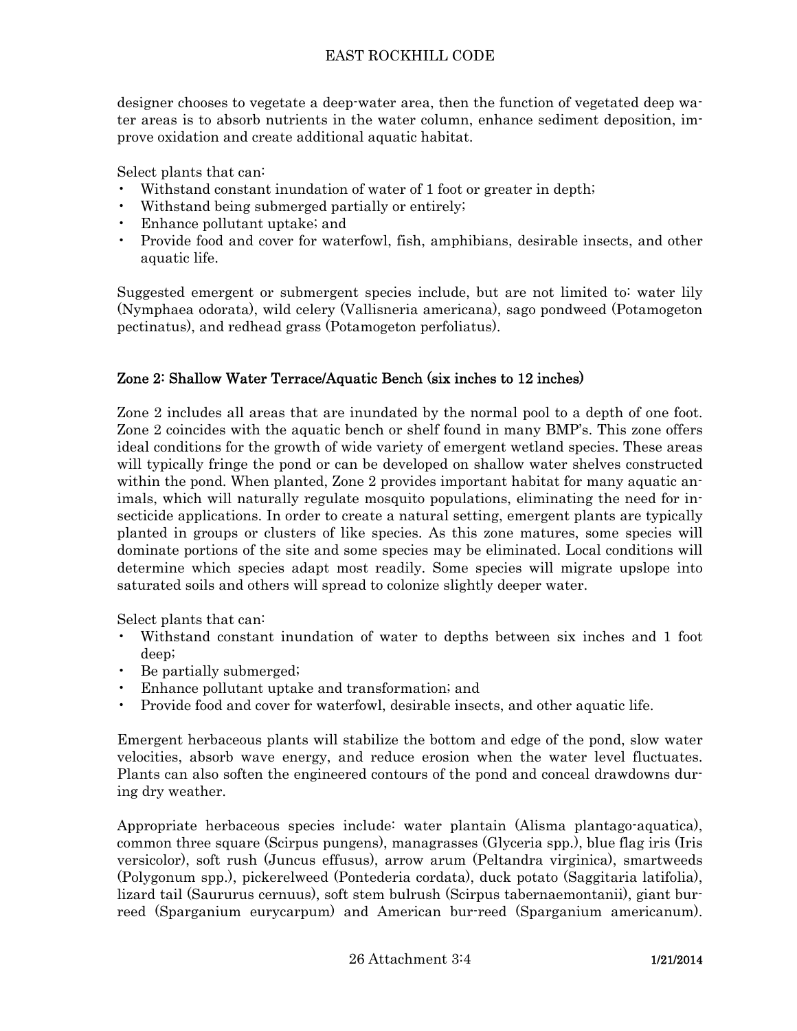designer chooses to vegetate a deep-water area, then the function of vegetated deep water areas is to absorb nutrients in the water column, enhance sediment deposition, improve oxidation and create additional aquatic habitat.

Select plants that can:

- Withstand constant inundation of water of 1 foot or greater in depth;
- Withstand being submerged partially or entirely;
- Enhance pollutant uptake; and
- Provide food and cover for waterfowl, fish, amphibians, desirable insects, and other aquatic life.

Suggested emergent or submergent species include, but are not limited to: water lily (Nymphaea odorata), wild celery (Vallisneria americana), sago pondweed (Potamogeton pectinatus), and redhead grass (Potamogeton perfoliatus).

## Zone 2: Shallow Water Terrace/Aquatic Bench (six inches to 12 inches)

Zone 2 includes all areas that are inundated by the normal pool to a depth of one foot. Zone 2 coincides with the aquatic bench or shelf found in many BMP's. This zone offers ideal conditions for the growth of wide variety of emergent wetland species. These areas will typically fringe the pond or can be developed on shallow water shelves constructed within the pond. When planted, Zone 2 provides important habitat for many aquatic animals, which will naturally regulate mosquito populations, eliminating the need for insecticide applications. In order to create a natural setting, emergent plants are typically planted in groups or clusters of like species. As this zone matures, some species will dominate portions of the site and some species may be eliminated. Local conditions will determine which species adapt most readily. Some species will migrate upslope into saturated soils and others will spread to colonize slightly deeper water.

Select plants that can:

- Withstand constant inundation of water to depths between six inches and 1 foot deep;
- Be partially submerged;
- Enhance pollutant uptake and transformation; and
- Provide food and cover for waterfowl, desirable insects, and other aquatic life.

Emergent herbaceous plants will stabilize the bottom and edge of the pond, slow water velocities, absorb wave energy, and reduce erosion when the water level fluctuates. Plants can also soften the engineered contours of the pond and conceal drawdowns during dry weather.

Appropriate herbaceous species include: water plantain (Alisma plantago-aquatica), common three square (Scirpus pungens), managrasses (Glyceria spp.), blue flag iris (Iris versicolor), soft rush (Juncus effusus), arrow arum (Peltandra virginica), smartweeds (Polygonum spp.), pickerelweed (Pontederia cordata), duck potato (Saggitaria latifolia), lizard tail (Saururus cernuus), soft stem bulrush (Scirpus tabernaemontanii), giant burreed (Sparganium eurycarpum) and American bur-reed (Sparganium americanum).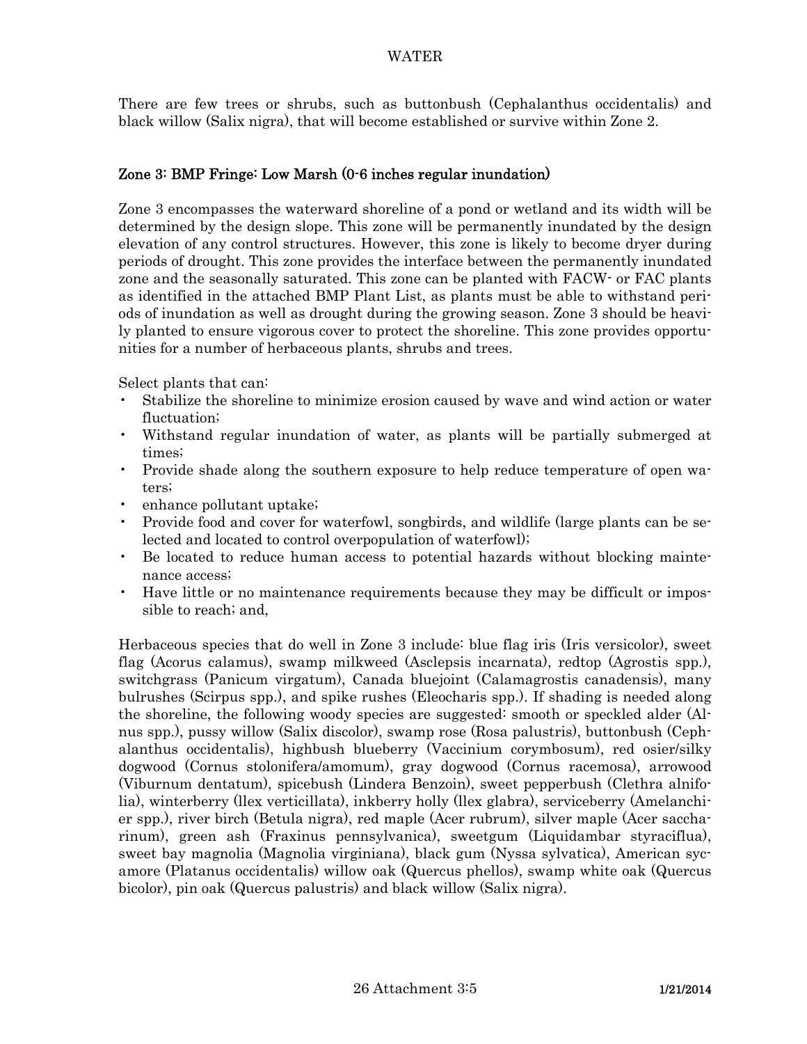There are few trees or shrubs, such as buttonbush (Cephalanthus occidentalis) and black willow (Salix nigra), that will become established or survive within Zone 2.

## Zone 3: BMP Fringe: Low Marsh (0-6 inches regular inundation)

Zone 3 encompasses the waterward shoreline of a pond or wetland and its width will be determined by the design slope. This zone will be permanently inundated by the design elevation of any control structures. However, this zone is likely to become dryer during periods of drought. This zone provides the interface between the permanently inundated zone and the seasonally saturated. This zone can be planted with FACW- or FAC plants as identified in the attached BMP Plant List, as plants must be able to withstand periods of inundation as well as drought during the growing season. Zone 3 should be heavily planted to ensure vigorous cover to protect the shoreline. This zone provides opportunities for a number of herbaceous plants, shrubs and trees.

Select plants that can:

- Stabilize the shoreline to minimize erosion caused by wave and wind action or water fluctuation;
- Withstand regular inundation of water, as plants will be partially submerged at times;
- Provide shade along the southern exposure to help reduce temperature of open waters;
- enhance pollutant uptake;
- Provide food and cover for waterfowl, songbirds, and wildlife (large plants can be selected and located to control overpopulation of waterfowl);
- Be located to reduce human access to potential hazards without blocking maintenance access;
- Have little or no maintenance requirements because they may be difficult or impossible to reach; and,

Herbaceous species that do well in Zone 3 include: blue flag iris (Iris versicolor), sweet flag (Acorus calamus), swamp milkweed (Asclepsis incarnata), redtop (Agrostis spp.), switchgrass (Panicum virgatum), Canada bluejoint (Calamagrostis canadensis), many bulrushes (Scirpus spp.), and spike rushes (Eleocharis spp.). If shading is needed along the shoreline, the following woody species are suggested: smooth or speckled alder (Alnus spp.), pussy willow (Salix discolor), swamp rose (Rosa palustris), buttonbush (Cephalanthus occidentalis), highbush blueberry (Vaccinium corymbosum), red osier/silky dogwood (Cornus stolonifera/amomum), gray dogwood (Cornus racemosa), arrowood (Viburnum dentatum), spicebush (Lindera Benzoin), sweet pepperbush (Clethra alnifolia), winterberry (llex verticillata), inkberry holly (llex glabra), serviceberry (Amelanchier spp.), river birch (Betula nigra), red maple (Acer rubrum), silver maple (Acer saccharinum), green ash (Fraxinus pennsylvanica), sweetgum (Liquidambar styraciflua), sweet bay magnolia (Magnolia virginiana), black gum (Nyssa sylvatica), American sycamore (Platanus occidentalis) willow oak (Quercus phellos), swamp white oak (Quercus bicolor), pin oak (Quercus palustris) and black willow (Salix nigra).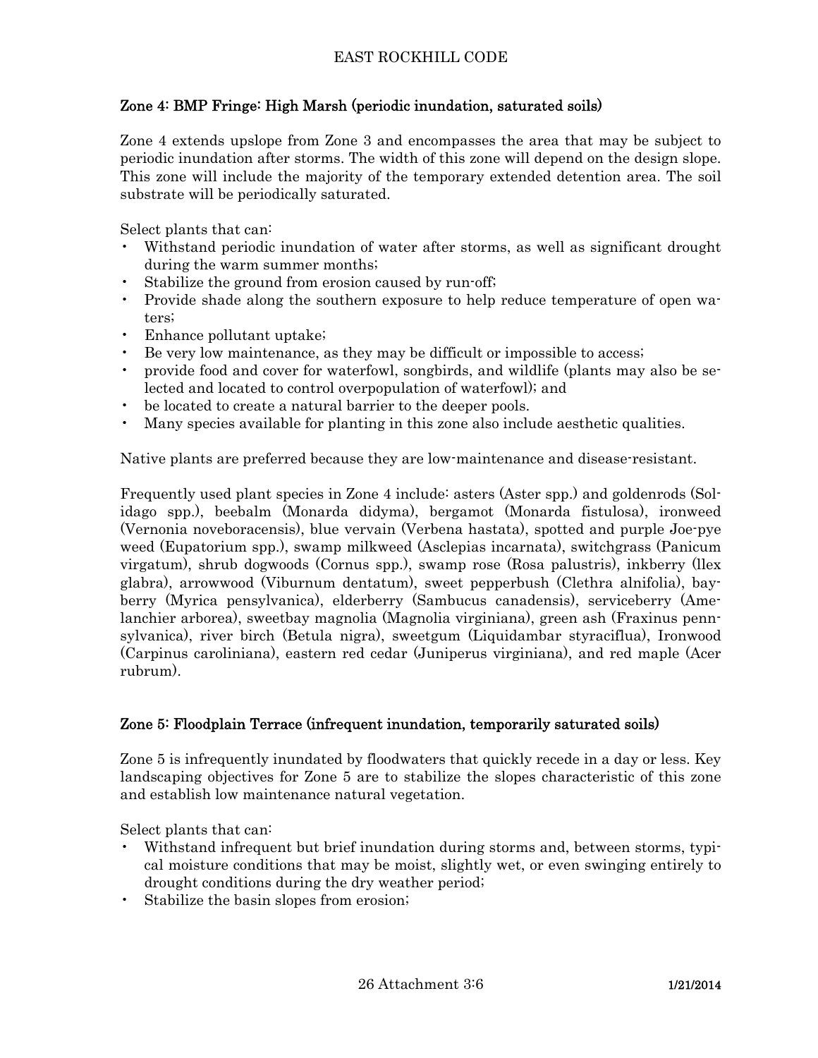## Zone 4: BMP Fringe: High Marsh (periodic inundation, saturated soils)

Zone 4 extends upslope from Zone 3 and encompasses the area that may be subject to periodic inundation after storms. The width of this zone will depend on the design slope. This zone will include the majority of the temporary extended detention area. The soil substrate will be periodically saturated.

Select plants that can:

- Withstand periodic inundation of water after storms, as well as significant drought during the warm summer months;
- Stabilize the ground from erosion caused by run-off;
- Provide shade along the southern exposure to help reduce temperature of open waters;
- Enhance pollutant uptake;
- Be very low maintenance, as they may be difficult or impossible to access;
- provide food and cover for waterfowl, songbirds, and wildlife (plants may also be selected and located to control overpopulation of waterfowl); and
- be located to create a natural barrier to the deeper pools.
- Many species available for planting in this zone also include aesthetic qualities.

Native plants are preferred because they are low-maintenance and disease-resistant.

Frequently used plant species in Zone 4 include: asters (Aster spp.) and goldenrods (Solidago spp.), beebalm (Monarda didyma), bergamot (Monarda fistulosa), ironweed (Vernonia noveboracensis), blue vervain (Verbena hastata), spotted and purple Joe-pye weed (Eupatorium spp.), swamp milkweed (Asclepias incarnata), switchgrass (Panicum virgatum), shrub dogwoods (Cornus spp.), swamp rose (Rosa palustris), inkberry (Ilex glabra), arrowwood (Viburnum dentatum), sweet pepperbush (Clethra alnifolia), bayberry (Myrica pensylvanica), elderberry (Sambucus canadensis), serviceberry (Amelanchier arborea), sweetbay magnolia (Magnolia virginiana), green ash (Fraxinus pennsylvanica), river birch (Betula nigra), sweetgum (Liquidambar styraciflua), Ironwood (Carpinus caroliniana), eastern red cedar (Juniperus virginiana), and red maple (Acer rubrum).

## Zone 5: Floodplain Terrace (infrequent inundation, temporarily saturated soils)

Zone 5 is infrequently inundated by floodwaters that quickly recede in a day or less. Key landscaping objectives for Zone 5 are to stabilize the slopes characteristic of this zone and establish low maintenance natural vegetation.

Select plants that can:

- Withstand infrequent but brief inundation during storms and, between storms, typical moisture conditions that may be moist, slightly wet, or even swinging entirely to drought conditions during the dry weather period;
- Stabilize the basin slopes from erosion;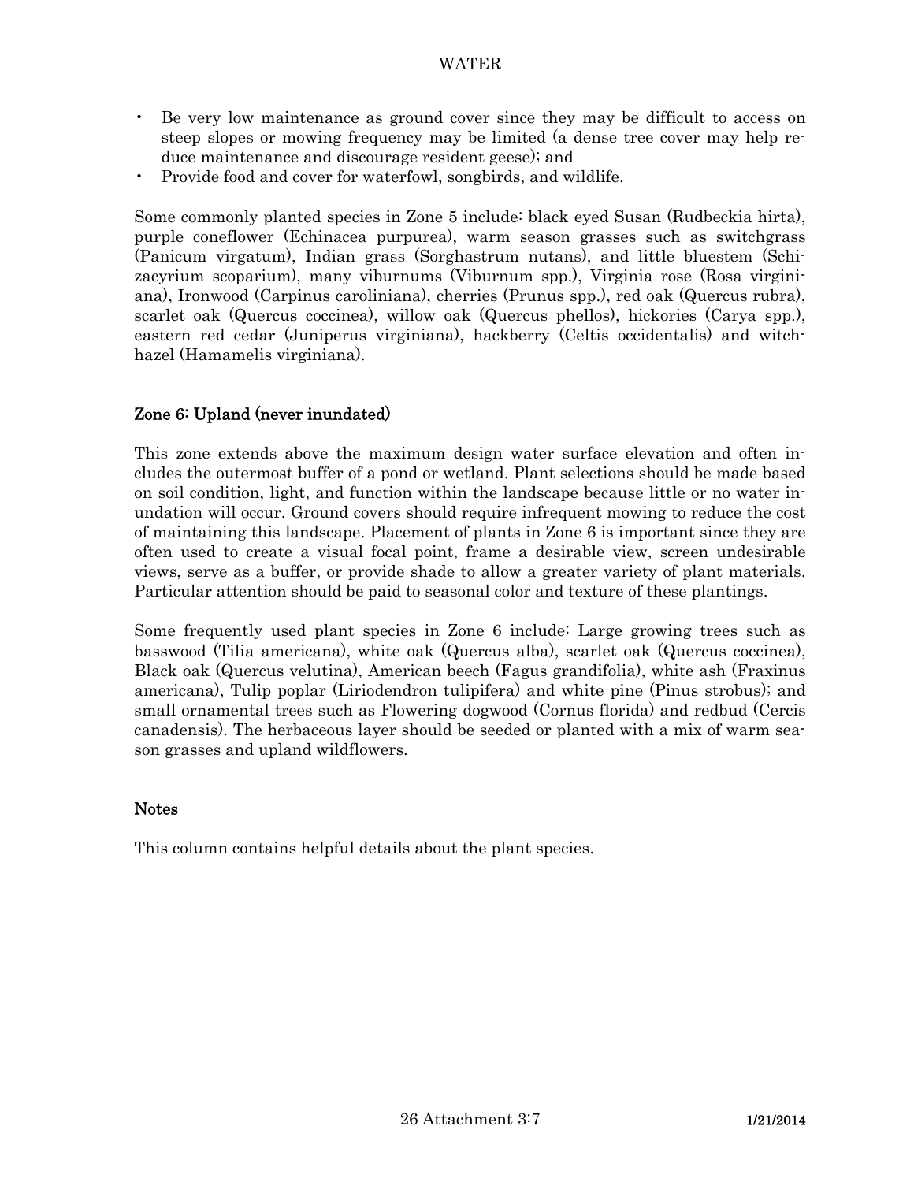- Be very low maintenance as ground cover since they may be difficult to access on steep slopes or mowing frequency may be limited (a dense tree cover may help reduce maintenance and discourage resident geese); and
- Provide food and cover for waterfowl, songbirds, and wildlife.

Some commonly planted species in Zone 5 include: black eyed Susan (Rudbeckia hirta), purple coneflower (Echinacea purpurea), warm season grasses such as switchgrass (Panicum virgatum), Indian grass (Sorghastrum nutans), and little bluestem (Schizacyrium scoparium), many viburnums (Viburnum spp.), Virginia rose (Rosa virginiana), Ironwood (Carpinus caroliniana), cherries (Prunus spp.), red oak (Quercus rubra), scarlet oak (Quercus coccinea), willow oak (Quercus phellos), hickories (Carya spp.), eastern red cedar (Juniperus virginiana), hackberry (Celtis occidentalis) and witch-hazel (Hamamelis virginiana).

## Zone 6: Upland (never inundated)

This zone extends above the maximum design water surface elevation and often includes the outermost buffer of a pond or wetland. Plant selections should be made based on soil condition, light, and function within the landscape because little or no water inundation will occur. Ground covers should require infrequent mowing to reduce the cost of maintaining this landscape. Placement of plants in Zone 6 is important since they are often used to create a visual focal point, frame a desirable view, screen undesirable views, serve as a buffer, or provide shade to allow a greater variety of plant materials. Particular attention should be paid to seasonal color and texture of these plantings.

Some frequently used plant species in Zone 6 include: Large growing trees such as basswood (Tilia americana), white oak (Quercus alba), scarlet oak (Quercus coccinea), Black oak (Quercus velutina), American beech (Fagus grandifolia), white ash (Fraxinus americana), Tulip poplar (Liriodendron tulipifera) and white pine (Pinus strobus); and small ornamental trees such as Flowering dogwood (Cornus florida) and redbud (Cercis canadensis). The herbaceous layer should be seeded or planted with a mix of warm season grasses and upland wildflowers.

## Notes

This column contains helpful details about the plant species.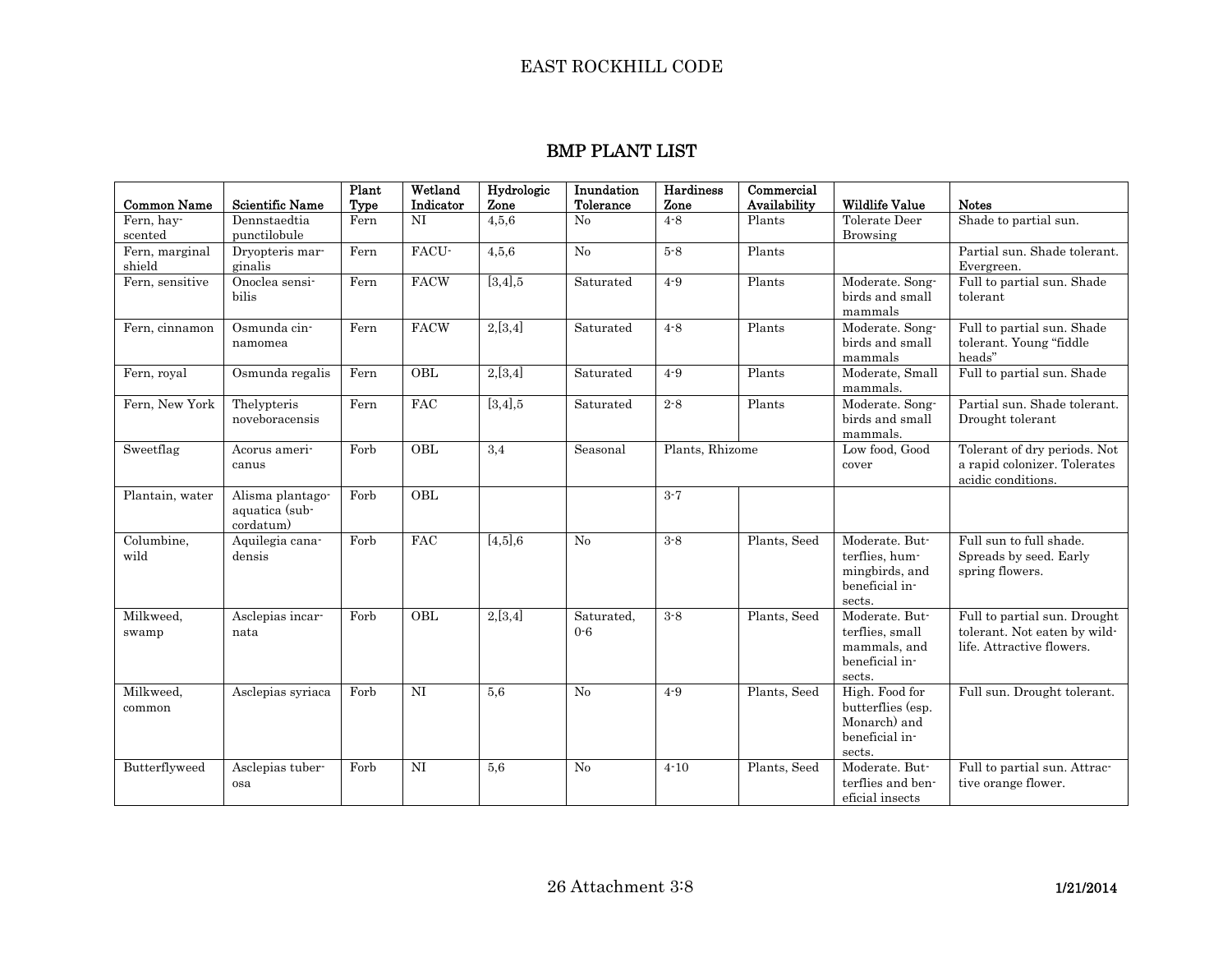## BMP PLANT LIST

| Common Name | Scientific Name | Plant Type | Wetland Indicator | Hydrologic Zone | Inundation Tolerance | Hardiness Zone | Commercial Availability | Wildlife Value | Notes |
|---|---|---|---|---|---|---|---|---|---|
| Fern, hay-scented | Dennstaedtia punctilobule | Fern | NI | 4,5,6 | No | 4-8 | Plants | Tolerate Deer Browsing | Shade to partial sun. |
| Fern, marginal shield | Dryopteris marginalis | Fern | FACU- | 4,5,6 | No | 5-8 | Plants | | Partial sun. Shade tolerant. Evergreen. |
| Fern, sensitive | Onoclea sensibilis | Fern | FACW | [3,4],5 | Saturated | 4-9 | Plants | Moderate. Songbirds and small mammals | Full to partial sun. Shade tolerant |
| Fern, cinnamon | Osmunda cinnamomea | Fern | FACW | 2,[3,4] | Saturated | 4-8 | Plants | Moderate. Songbirds and small mammals | Full to partial sun. Shade tolerant. Young "fiddle heads" |
| Fern, royal | Osmunda regalis | Fern | OBL | 2,[3,4] | Saturated | 4-9 | Plants | Moderate, Small mammals. | Full to partial sun. Shade |
| Fern, New York | Thelypteris noveboracensis | Fern | FAC | [3,4],5 | Saturated | 2-8 | Plants | Moderate. Songbirds and small mammals. | Partial sun. Shade tolerant. Drought tolerant |
| Sweetflag | Acorus americanus | Forb | OBL | 3,4 | Seasonal | Plants, Rhizome | | Low food, Good cover | Tolerant of dry periods. Not a rapid colonizer. Tolerates acidic conditions. |
| Plantain, water | Alisma plantago-aquatica (subcordatum) | Forb | OBL | | | 3-7 | | | |
| Columbine, wild | Aquilegia canadensis | Forb | FAC | [4,5],6 | No | 3-8 | Plants, Seed | Moderate. Butterflies, hummingbirds, and beneficial insects. | Full sun to full shade. Spreads by seed. Early spring flowers. |
| Milkweed, swamp | Asclepias incarnata | Forb | OBL | 2,[3,4] | Saturated, 0-6 | 3-8 | Plants, Seed | Moderate. Butterflies, small mammals, and beneficial insects. | Full to partial sun. Drought tolerant. Not eaten by wildlife. Attractive flowers. |
| Milkweed, common | Asclepias syriaca | Forb | NI | 5,6 | No | 4-9 | Plants, Seed | High. Food for butterflies (esp. Monarch) and beneficial insects. | Full sun. Drought tolerant. |
| Butterflyweed | Asclepias tuberosa | Forb | NI | 5,6 | No | 4-10 | Plants, Seed | Moderate. Butterflies and beneficial insects | Full to partial sun. Attractive orange flower. |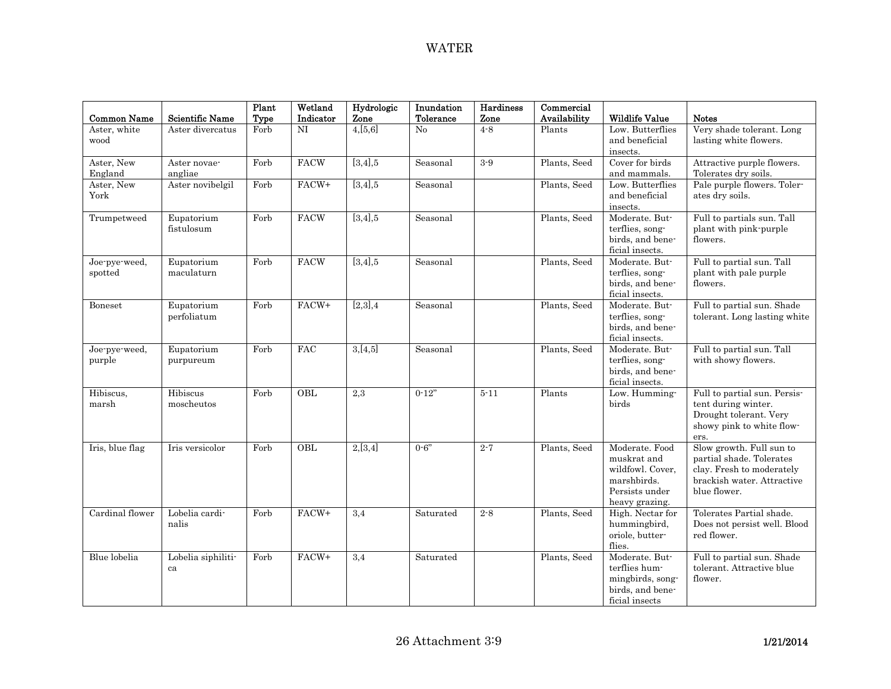# WATER

| Common Name | Scientific Name | Plant Type | Wetland Indicator | Hydrologic Zone | Inundation Tolerance | Hardiness Zone | Commercial Availability | Wildlife Value | Notes |
|---|---|---|---|---|---|---|---|---|---|
| Aster, white wood | Aster divercatus | Forb | NI | 4,[5,6] | No | 4-8 | Plants | Low. Butterflies and beneficial insects. | Very shade tolerant. Long lasting white flowers. |
| Aster, New England | Aster novae-angliae | Forb | FACW | [3,4],5 | Seasonal | 3-9 | Plants, Seed | Cover for birds and mammals. | Attractive purple flowers. Tolerates dry soils. |
| Aster, New York | Aster novibelgil | Forb | FACW+ | [3,4],5 | Seasonal | | Plants, Seed | Low. Butterflies and beneficial insects. | Pale purple flowers. Tolerates dry soils. |
| Trumpetweed | Eupatorium fistulosum | Forb | FACW | [3,4],5 | Seasonal | | Plants, Seed | Moderate. Butterflies, songbirds, and beneficial insects. | Full to partials sun. Tall plant with pink-purple flowers. |
| Joe-pye-weed, spotted | Eupatorium maculaturn | Forb | FACW | [3,4],5 | Seasonal | | Plants, Seed | Moderate. Butterflies, songbirds, and beneficial insects. | Full to partial sun. Tall plant with pale purple flowers. |
| Boneset | Eupatorium perfoliatum | Forb | FACW+ | [2,3],4 | Seasonal | | Plants, Seed | Moderate. Butterflies, songbirds, and beneficial insects. | Full to partial sun. Shade tolerant. Long lasting white |
| Joe-pye-weed, purple | Eupatorium purpureum | Forb | FAC | 3,[4,5] | Seasonal | | Plants, Seed | Moderate. Butterflies, songbirds, and beneficial insects. | Full to partial sun. Tall with showy flowers. |
| Hibiscus, marsh | Hibiscus moscheutos | Forb | OBL | 2,3 | 0-12" | 5-11 | Plants | Low. Hummingbirds | Full to partial sun. Persistent during winter. Drought tolerant. Very showy pink to white flowers. |
| Iris, blue flag | Iris versicolor | Forb | OBL | 2,[3,4] | 0-6" | 2-7 | Plants, Seed | Moderate. Food muskrat and wildfowl. Cover, marshbirds. Persists under heavy grazing. | Slow growth. Full sun to partial shade. Tolerates clay. Fresh to moderately brackish water. Attractive blue flower. |
| Cardinal flower | Lobelia cardinalis | Forb | FACW+ | 3,4 | Saturated | 2-8 | Plants, Seed | High. Nectar for hummingbird, oriole, butterflies. | Tolerates Partial shade. Does not persist well. Blood red flower. |
| Blue lobelia | Lobelia siphilitica | Forb | FACW+ | 3,4 | Saturated | | Plants, Seed | Moderate. Butterflies hummingbirds, songbirds, and beneficial insects | Full to partial sun. Shade tolerant. Attractive blue flower. |

26 Attachment 3:9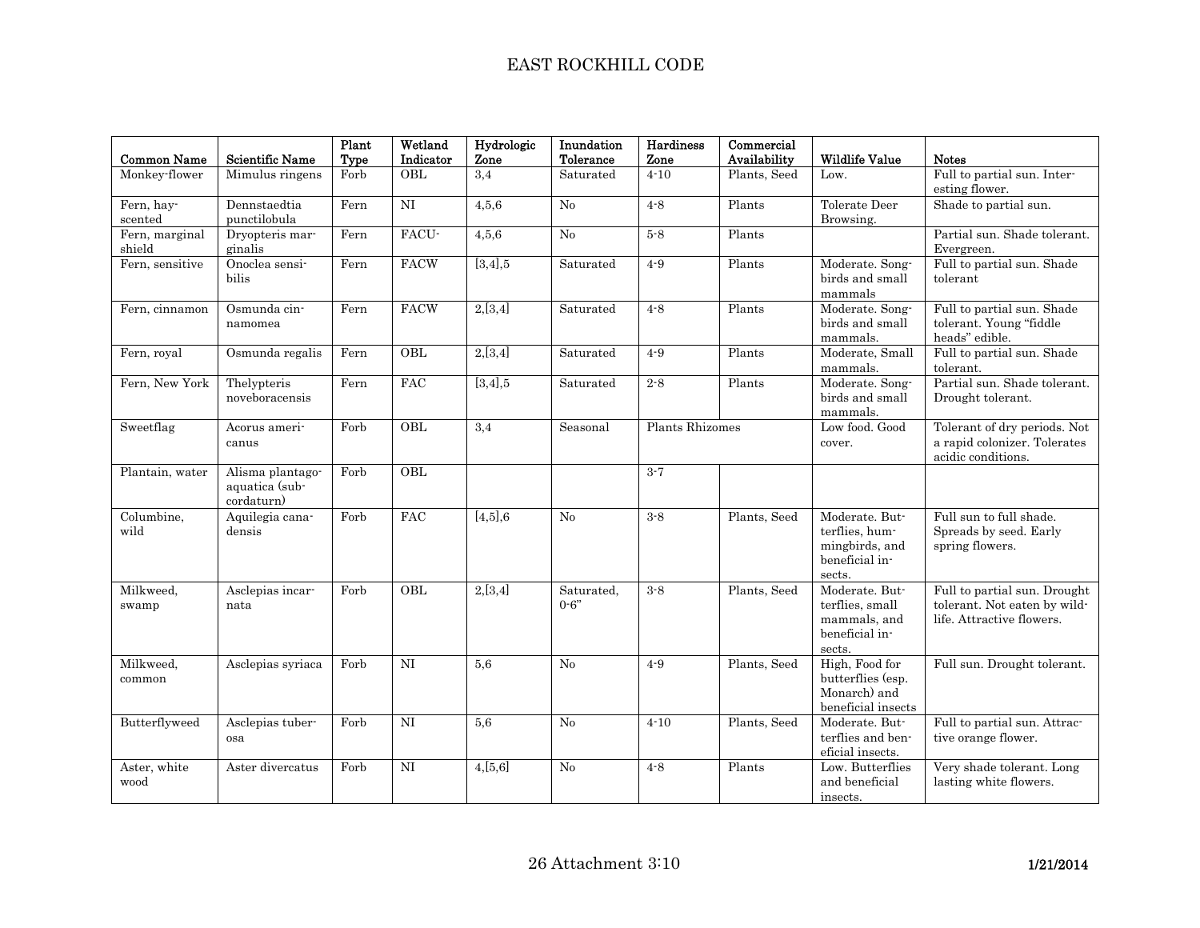| Common Name | Scientific Name | Plant Type | Wetland Indicator | Hydrologic Zone | Inundation Tolerance | Hardiness Zone | Commercial Availability | Wildlife Value | Notes |
|---|---|---|---|---|---|---|---|---|---|
| Monkey-flower | Mimulus ringens | Forb | OBL | 3,4 | Saturated | 4-10 | Plants, Seed | Low. | Full to partial sun. Interesting flower. |
| Fern, hay-scented | Dennstaedtia punctilobula | Fern | NI | 4,5,6 | No | 4-8 | Plants | Tolerate Deer Browsing. | Shade to partial sun. |
| Fern, marginal shield | Dryopteris marginalis | Fern | FACU- | 4,5,6 | No | 5-8 | Plants | | Partial sun. Shade tolerant. Evergreen. |
| Fern, sensitive | Onoclea sensibilis | Fern | FACW | [3,4],5 | Saturated | 4-9 | Plants | Moderate. Songbirds and small mammals | Full to partial sun. Shade tolerant |
| Fern, cinnamon | Osmunda cinnamomea | Fern | FACW | 2,[3,4] | Saturated | 4-8 | Plants | Moderate. Songbirds and small mammals. | Full to partial sun. Shade tolerant. Young "fiddle heads" edible. |
| Fern, royal | Osmunda regalis | Fern | OBL | 2,[3,4] | Saturated | 4-9 | Plants | Moderate, Small mammals. | Full to partial sun. Shade tolerant. |
| Fern, New York | Thelypteris noveboracensis | Fern | FAC | [3,4],5 | Saturated | 2-8 | Plants | Moderate. Songbirds and small mammals. | Partial sun. Shade tolerant. Drought tolerant. |
| Sweetflag | Acorus americanus | Forb | OBL | 3,4 | Seasonal | Plants Rhizomes | | Low food. Good cover. | Tolerant of dry periods. Not a rapid colonizer. Tolerates acidic conditions. |
| Plantain, water | Alisma plantago-aquatica (subcordaturn) | Forb | OBL | | | 3-7 | | | |
| Columbine, wild | Aquilegia canadensis | Forb | FAC | [4,5],6 | No | 3-8 | Plants, Seed | Moderate. Butterflies, hummingbirds, and beneficial insects. | Full sun to full shade. Spreads by seed. Early spring flowers. |
| Milkweed, swamp | Asclepias incarnata | Forb | OBL | 2,[3,4] | Saturated, 0-6" | 3-8 | Plants, Seed | Moderate. Butterflies, small mammals, and beneficial insects. | Full to partial sun. Drought tolerant. Not eaten by wildlife. Attractive flowers. |
| Milkweed, common | Asclepias syriaca | Forb | NI | 5,6 | No | 4-9 | Plants, Seed | High, Food for butterflies (esp. Monarch) and beneficial insects | Full sun. Drought tolerant. |
| Butterflyweed | Asclepias tuberosa | Forb | NI | 5,6 | No | 4-10 | Plants, Seed | Moderate. Butterflies and beneficial insects. | Full to partial sun. Attractive orange flower. |
| Aster, white wood | Aster divercatus | Forb | NI | 4,[5,6] | No | 4-8 | Plants | Low. Butterflies and beneficial insects. | Very shade tolerant. Long lasting white flowers. |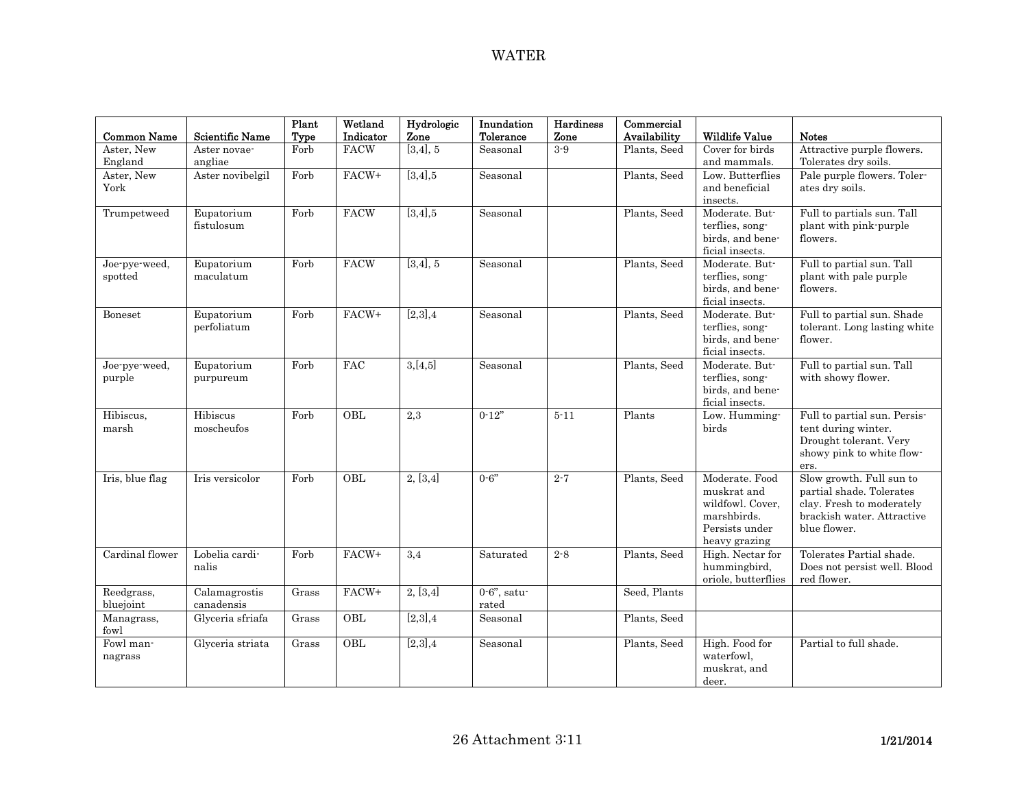# WATER

| Common Name | Scientific Name | Plant Type | Wetland Indicator | Hydrologic Zone | Inundation Tolerance | Hardiness Zone | Commercial Availability | Wildlife Value | Notes |
|---|---|---|---|---|---|---|---|---|---|
| Aster, New England | Aster novae-angliae | Forb | FACW | [3,4], 5 | Seasonal | 3-9 | Plants, Seed | Cover for birds and mammals. | Attractive purple flowers. Tolerates dry soils. |
| Aster, New York | Aster novibelgil | Forb | FACW+ | [3,4],5 | Seasonal | | Plants, Seed | Low. Butterflies and beneficial insects. | Pale purple flowers. Tolerates dry soils. |
| Trumpetweed | Eupatorium fistulosum | Forb | FACW | [3,4],5 | Seasonal | | Plants, Seed | Moderate. Butterflies, songbirds, and beneficial insects. | Full to partials sun. Tall plant with pink-purple flowers. |
| Joe-pye-weed, spotted | Eupatorium maculatum | Forb | FACW | [3,4], 5 | Seasonal | | Plants, Seed | Moderate. Butterflies, songbirds, and beneficial insects. | Full to partial sun. Tall plant with pale purple flowers. |
| Boneset | Eupatorium perfoliatum | Forb | FACW+ | [2,3],4 | Seasonal | | Plants, Seed | Moderate. Butterflies, songbirds, and beneficial insects. | Full to partial sun. Shade tolerant. Long lasting white flower. |
| Joe-pye-weed, purple | Eupatorium purpureum | Forb | FAC | 3,[4,5] | Seasonal | | Plants, Seed | Moderate. Butterflies, songbirds, and beneficial insects. | Full to partial sun. Tall with showy flower. |
| Hibiscus, marsh | Hibiscus moscheufos | Forb | OBL | 2,3 | 0-12" | 5-11 | Plants | Low. Hummingbirds | Full to partial sun. Persistent during winter. Drought tolerant. Very showy pink to white flowers. |
| Iris, blue flag | Iris versicolor | Forb | OBL | 2, [3,4] | 0-6" | 2-7 | Plants, Seed | Moderate. Food muskrat and wildfowl. Cover, marshbirds. Persists under heavy grazing | Slow growth. Full sun to partial shade. Tolerates clay. Fresh to moderately brackish water. Attractive blue flower. |
| Cardinal flower | Lobelia cardinalis | Forb | FACW+ | 3,4 | Saturated | 2-8 | Plants, Seed | High. Nectar for hummingbird, oriole, butterflies | Tolerates Partial shade. Does not persist well. Blood red flower. |
| Reedgrass, bluejoint | Calamagrostis canadensis | Grass | FACW+ | 2, [3,4] | 0-6", saturated | | Seed, Plants | | |
| Managrass, fowl | Glyceria sfriafa | Grass | OBL | [2,3],4 | Seasonal | | Plants, Seed | | |
| Fowl mannagrass | Glyceria striata | Grass | OBL | [2,3],4 | Seasonal | | Plants, Seed | High. Food for waterfowl, muskrat, and deer. | Partial to full shade. |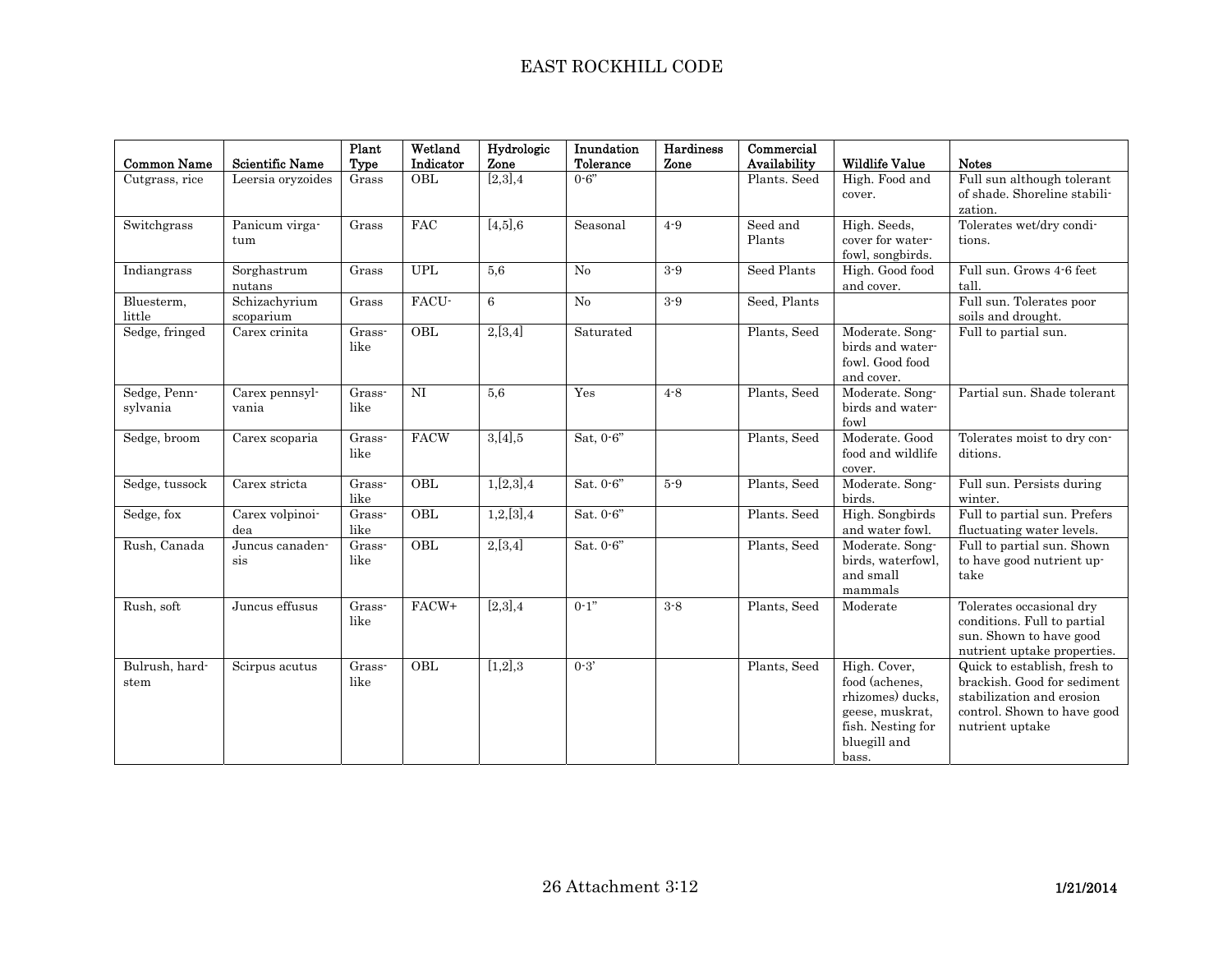| Common Name | Scientific Name | Plant Type | Wetland Indicator | Hydrologic Zone | Inundation Tolerance | Hardiness Zone | Commercial Availability | Wildlife Value | Notes |
|---|---|---|---|---|---|---|---|---|---|
| Cutgrass, rice | Leersia oryzoides | Grass | OBL | [2,3],4 | 0-6" | | Plants. Seed | High. Food and cover. | Full sun although tolerant of shade. Shoreline stabilization. |
| Switchgrass | Panicum virgatum | Grass | FAC | [4,5],6 | Seasonal | 4-9 | Seed and Plants | High. Seeds, cover for waterfowl, songbirds. | Tolerates wet/dry conditions. |
| Indiangrass | Sorghastrum nutans | Grass | UPL | 5,6 | No | 3-9 | Seed Plants | High. Good food and cover. | Full sun. Grows 4-6 feet tall. |
| Bluesterm, little | Schizachyrium scoparium | Grass | FACU- | 6 | No | 3-9 | Seed, Plants | | Full sun. Tolerates poor soils and drought. |
| Sedge, fringed | Carex crinita | Grass-like | OBL | 2,[3,4] | Saturated | | Plants, Seed | Moderate. Songbirds and waterfowl. Good food and cover. | Full to partial sun. |
| Sedge, Pennsylvania | Carex pennsylvania | Grass-like | NI | 5,6 | Yes | 4-8 | Plants, Seed | Moderate. Songbirds and waterfowl | Partial sun. Shade tolerant |
| Sedge, broom | Carex scoparia | Grass-like | FACW | 3,[4],5 | Sat, 0-6" | | Plants, Seed | Moderate. Good food and wildlife cover. | Tolerates moist to dry conditions. |
| Sedge, tussock | Carex stricta | Grass-like | OBL | 1,[2,3],4 | Sat. 0-6" | 5-9 | Plants, Seed | Moderate. Songbirds. | Full sun. Persists during winter. |
| Sedge, fox | Carex volpinoidea | Grass-like | OBL | 1,2,[3],4 | Sat. 0-6" | | Plants. Seed | High. Songbirds and water fowl. | Full to partial sun. Prefers fluctuating water levels. |
| Rush, Canada | Juncus canadensis | Grass-like | OBL | 2,[3,4] | Sat. 0-6" | | Plants, Seed | Moderate. Songbirds, waterfowl, and small mammals | Full to partial sun. Shown to have good nutrient uptake |
| Rush, soft | Juncus effusus | Grass-like | FACW+ | [2,3],4 | 0-1" | 3-8 | Plants, Seed | Moderate | Tolerates occasional dry conditions. Full to partial sun. Shown to have good nutrient uptake properties. |
| Bulrush, hardstem | Scirpus acutus | Grass-like | OBL | [1,2],3 | 0-3' | | Plants, Seed | High. Cover, food (achenes, rhizomes) ducks, geese, muskrat, fish. Nesting for bluegill and bass. | Quick to establish, fresh to brackish. Good for sediment stabilization and erosion control. Shown to have good nutrient uptake |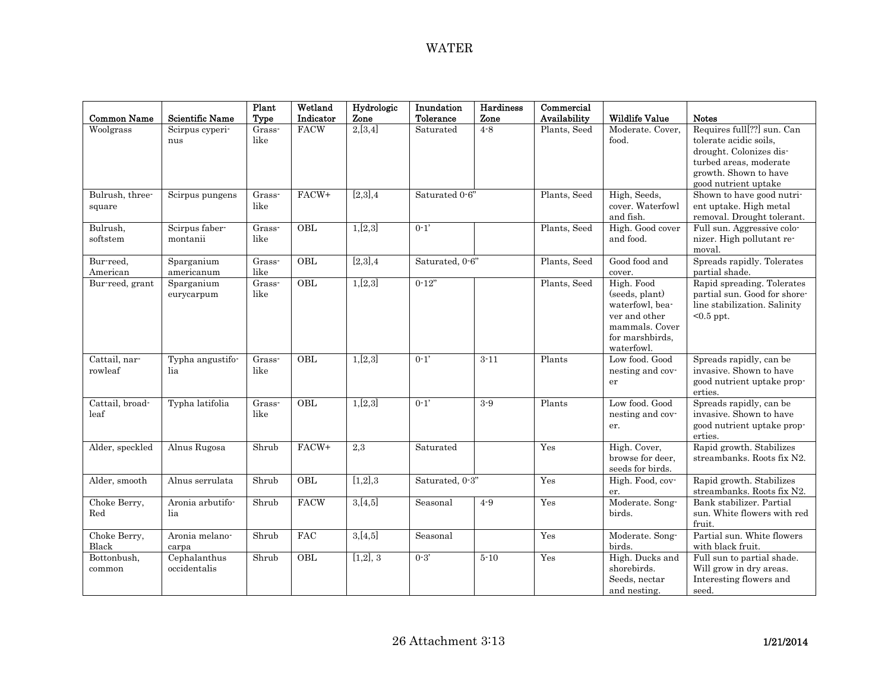# WATER

| Common Name | Scientific Name | Plant Type | Wetland Indicator | Hydrologic Zone | Inundation Tolerance | Hardiness Zone | Commercial Availability | Wildlife Value | Notes |
|---|---|---|---|---|---|---|---|---|---|
| Woolgrass | Scirpus cyperinus | Grass-like | FACW | 2,[3,4] | Saturated | 4-8 | Plants, Seed | Moderate. Cover, food. | Requires full[??] sun. Can tolerate acidic soils, drought. Colonizes disturbed areas, moderate growth. Shown to have good nutrient uptake |
| Bulrush, three-square | Scirpus pungens | Grass-like | FACW+ | [2,3],4 | Saturated 0-6" | | Plants, Seed | High, Seeds, cover. Waterfowl and fish. | Shown to have good nutrient uptake. High metal removal. Drought tolerant. |
| Bulrush, softstem | Scirpus faber-montanii | Grass-like | OBL | 1,[2,3] | 0-1' | | Plants, Seed | High. Good cover and food. | Full sun. Aggressive colonizer. High pollutant removal. |
| Bur-reed, American | Sparganium americanum | Grass-like | OBL | [2,3],4 | Saturated, 0-6" | | Plants, Seed | Good food and cover. | Spreads rapidly. Tolerates partial shade. |
| Bur-reed, grant | Sparganium eurycarpum | Grass-like | OBL | 1,[2,3] | 0-12" | | Plants, Seed | High. Food (seeds, plant) waterfowl, beaver and other mammals. Cover for marshbirds, waterfowl. | Rapid spreading. Tolerates partial sun. Good for shoreline stabilization. Salinity <0.5 ppt. |
| Cattail, narrowleaf | Typha angustifolia | Grass-like | OBL | 1,[2,3] | 0-1' | 3-11 | Plants | Low food. Good nesting and cover | Spreads rapidly, can be invasive. Shown to have good nutrient uptake properties. |
| Cattail, broadleaf | Typha latifolia | Grass-like | OBL | 1,[2,3] | 0-1' | 3-9 | Plants | Low food. Good nesting and cover. | Spreads rapidly, can be invasive. Shown to have good nutrient uptake properties. |
| Alder, speckled | Alnus Rugosa | Shrub | FACW+ | 2,3 | Saturated | | Yes | High. Cover, browse for deer, seeds for birds. | Rapid growth. Stabilizes streambanks. Roots fix N2. |
| Alder, smooth | Alnus serrulata | Shrub | OBL | [1,2],3 | Saturated, 0-3" | | Yes | High. Food, cover. | Rapid growth. Stabilizes streambanks. Roots fix N2. |
| Choke Berry, Red | Aronia arbutifolia | Shrub | FACW | 3,[4,5] | Seasonal | 4-9 | Yes | Moderate. Songbirds. | Bank stabilizer. Partial sun. White flowers with red fruit. |
| Choke Berry, Black | Aronia melanocarpa | Shrub | FAC | 3,[4,5] | Seasonal | | Yes | Moderate. Songbirds. | Partial sun. White flowers with black fruit. |
| Bottonbush, common | Cephalanthus occidentalis | Shrub | OBL | [1,2], 3 | 0-3' | 5-10 | Yes | High. Ducks and shorebirds. Seeds, nectar and nesting. | Full sun to partial shade. Will grow in dry areas. Interesting flowers and seed. |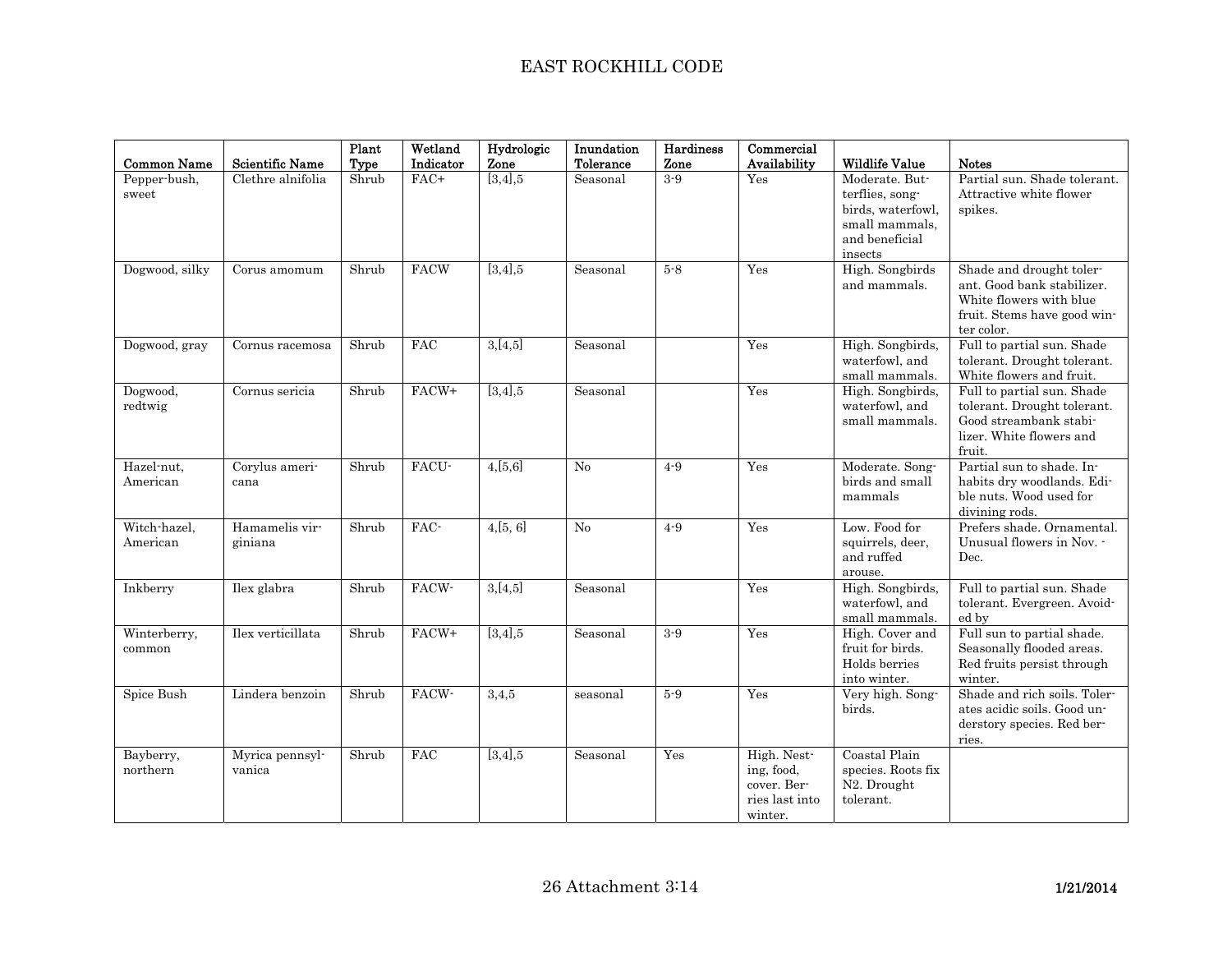| Common Name | Scientific Name | Plant Type | Wetland Indicator | Hydrologic Zone | Inundation Tolerance | Hardiness Zone | Commercial Availability | Wildlife Value | Notes |
|---|---|---|---|---|---|---|---|---|---|
| Pepper-bush, sweet | Clethre alnifolia | Shrub | FAC+ | [3,4],5 | Seasonal | 3-9 | Yes | Moderate. Butterflies, songbirds, waterfowl, small mammals, and beneficial insects | Partial sun. Shade tolerant. Attractive white flower spikes. |
| Dogwood, silky | Corus amomum | Shrub | FACW | [3,4],5 | Seasonal | 5-8 | Yes | High. Songbirds and mammals. | Shade and drought tolerant. Good bank stabilizer. White flowers with blue fruit. Stems have good winter color. |
| Dogwood, gray | Cornus racemosa | Shrub | FAC | 3,[4,5] | Seasonal | | Yes | High. Songbirds, waterfowl, and small mammals. | Full to partial sun. Shade tolerant. Drought tolerant. White flowers and fruit. |
| Dogwood, redtwig | Cornus sericia | Shrub | FACW+ | [3,4],5 | Seasonal | | Yes | High. Songbirds, waterfowl, and small mammals. | Full to partial sun. Shade tolerant. Drought tolerant. Good streambank stabilizer. White flowers and fruit. |
| Hazel-nut, American | Corylus americana | Shrub | FACU- | 4,[5,6] | No | 4-9 | Yes | Moderate. Songbirds and small mammals | Partial sun to shade. Inhabits dry woodlands. Edible nuts. Wood used for divining rods. |
| Witch-hazel, American | Hamamelis virginiana | Shrub | FAC- | 4,[5, 6] | No | 4-9 | Yes | Low. Food for squirrels, deer, and ruffed arouse. | Prefers shade. Ornamental. Unusual flowers in Nov. - Dec. |
| Inkberry | Ilex glabra | Shrub | FACW- | 3,[4,5] | Seasonal | | Yes | High. Songbirds, waterfowl, and small mammals. | Full to partial sun. Shade tolerant. Evergreen. Avoided by |
| Winterberry, common | Ilex verticillata | Shrub | FACW+ | [3,4],5 | Seasonal | 3-9 | Yes | High. Cover and fruit for birds. Holds berries into winter. | Full sun to partial shade. Seasonally flooded areas. Red fruits persist through winter. |
| Spice Bush | Lindera benzoin | Shrub | FACW- | 3,4,5 | seasonal | 5-9 | Yes | Very high. Songbirds. | Shade and rich soils. Tolerates acidic soils. Good understory species. Red berries. |
| Bayberry, northern | Myrica pennsylvanica | Shrub | FAC | [3,4],5 | Seasonal | Yes | High. Nesting, food, cover. Berries last into winter. | Coastal Plain species. Roots fix N2. Drought tolerant. | |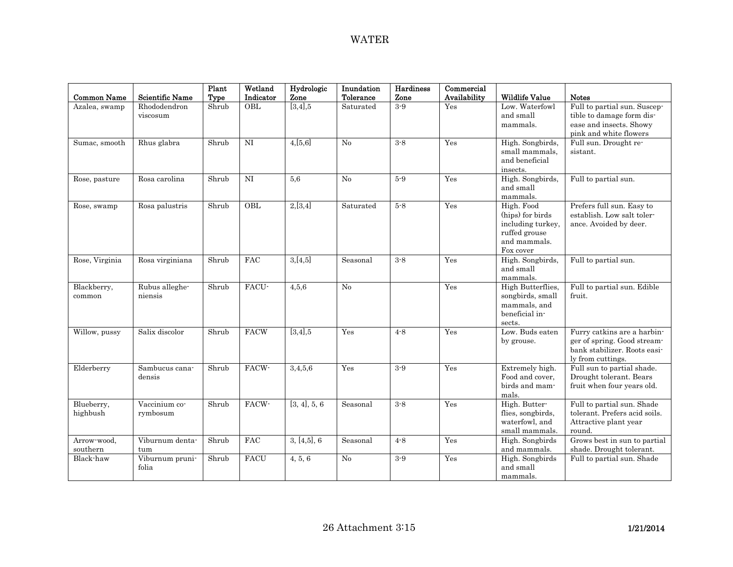# WATER

| Common Name | Scientific Name | Plant Type | Wetland Indicator | Hydrologic Zone | Inundation Tolerance | Hardiness Zone | Commercial Availability | Wildlife Value | Notes |
|---|---|---|---|---|---|---|---|---|---|
| Azalea, swamp | Rhododendron viscosum | Shrub | OBL | [3,4],5 | Saturated | 3-9 | Yes | Low. Waterfowl and small mammals. | Full to partial sun. Susceptible to damage form disease and insects. Showy pink and white flowers |
| Sumac, smooth | Rhus glabra | Shrub | NI | 4,[5,6] | No | 3-8 | Yes | High. Songbirds, small mammals, and beneficial insects. | Full sun. Drought resistant. |
| Rose, pasture | Rosa carolina | Shrub | NI | 5,6 | No | 5-9 | Yes | High. Songbirds, and small mammals. | Full to partial sun. |
| Rose, swamp | Rosa palustris | Shrub | OBL | 2,[3,4] | Saturated | 5-8 | Yes | High. Food (hips) for birds including turkey, ruffed grouse and mammals. Fox cover | Prefers full sun. Easy to establish. Low salt tolerance. Avoided by deer. |
| Rose, Virginia | Rosa virginiana | Shrub | FAC | 3,[4,5] | Seasonal | 3-8 | Yes | High. Songbirds, and small mammals. | Full to partial sun. |
| Blackberry, common | Rubus allegheniensis | Shrub | FACU- | 4,5,6 | No | | Yes | High Butterflies, songbirds, small mammals, and beneficial insects. | Full to partial sun. Edible fruit. |
| Willow, pussy | Salix discolor | Shrub | FACW | [3,4],5 | Yes | 4-8 | Yes | Low. Buds eaten by grouse. | Furry catkins are a harbinger of spring. Good streambank stabilizer. Roots easily from cuttings. |
| Elderberry | Sambucus canadensis | Shrub | FACW- | 3,4,5,6 | Yes | 3-9 | Yes | Extremely high. Food and cover, birds and mammals. | Full sun to partial shade. Drought tolerant. Bears fruit when four years old. |
| Blueberry, highbush | Vaccinium corymbosum | Shrub | FACW- | [3, 4], 5, 6 | Seasonal | 3-8 | Yes | High. Butterflies, songbirds, waterfowl, and small mammals. | Full to partial sun. Shade tolerant. Prefers acid soils. Attractive plant year round. |
| Arrow-wood, southern | Viburnum dentatum | Shrub | FAC | 3, [4,5], 6 | Seasonal | 4-8 | Yes | High. Songbirds and mammals. | Grows best in sun to partial shade. Drought tolerant. |
| Black-haw | Viburnum prunifolia | Shrub | FACU | 4, 5, 6 | No | 3-9 | Yes | High. Songbirds and small mammals. | Full to partial sun. Shade |

26 Attachment 3:15

1/21/2014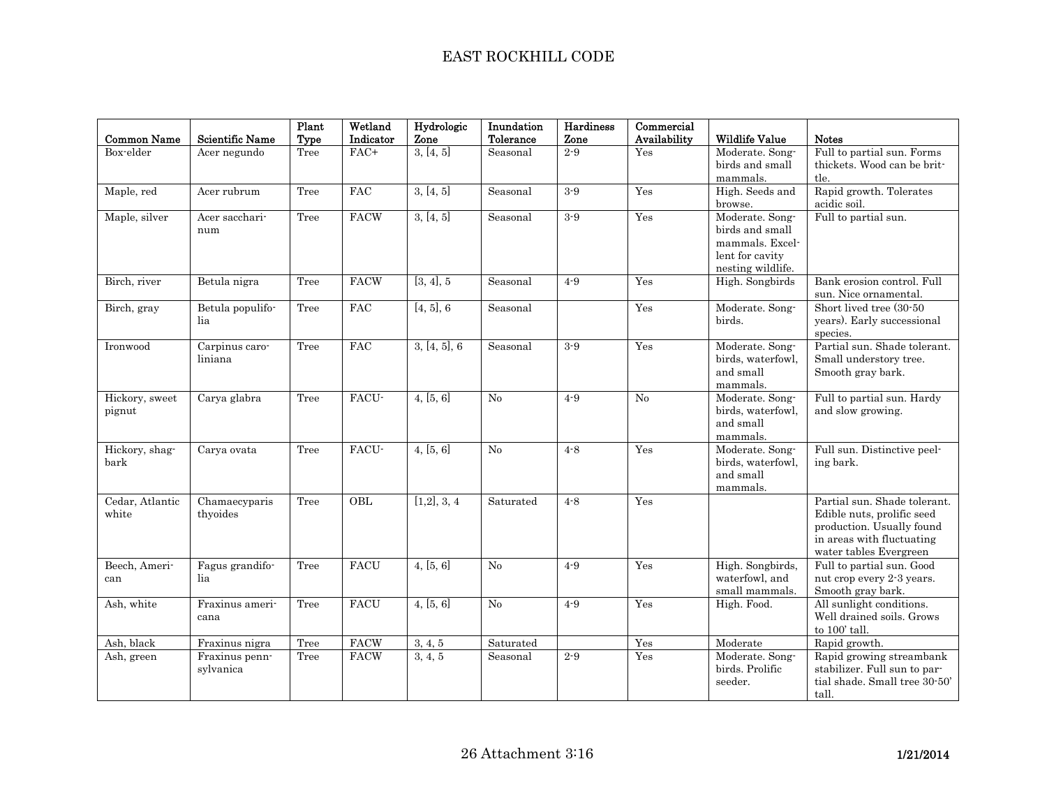| Common Name | Scientific Name | Plant Type | Wetland Indicator | Hydrologic Zone | Inundation Tolerance | Hardiness Zone | Commercial Availability | Wildlife Value | Notes |
|---|---|---|---|---|---|---|---|---|---|
| Box-elder | Acer negundo | Tree | FAC+ | 3, [4, 5] | Seasonal | 2-9 | Yes | Moderate. Songbirds and small mammals. | Full to partial sun. Forms thickets. Wood can be brittle. |
| Maple, red | Acer rubrum | Tree | FAC | 3, [4, 5] | Seasonal | 3-9 | Yes | High. Seeds and browse. | Rapid growth. Tolerates acidic soil. |
| Maple, silver | Acer saccharinum | Tree | FACW | 3, [4, 5] | Seasonal | 3-9 | Yes | Moderate. Songbirds and small mammals. Excellent for cavity nesting wildlife. | Full to partial sun. |
| Birch, river | Betula nigra | Tree | FACW | [3, 4], 5 | Seasonal | 4-9 | Yes | High. Songbirds | Bank erosion control. Full sun. Nice ornamental. |
| Birch, gray | Betula populifolia | Tree | FAC | [4, 5], 6 | Seasonal | | Yes | Moderate. Songbirds. | Short lived tree (30-50 years). Early successional species. |
| Ironwood | Carpinus caroliniana | Tree | FAC | 3, [4, 5], 6 | Seasonal | 3-9 | Yes | Moderate. Songbirds, waterfowl, and small mammals. | Partial sun. Shade tolerant. Small understory tree. Smooth gray bark. |
| Hickory, sweet pignut | Carya glabra | Tree | FACU- | 4, [5, 6] | No | 4-9 | No | Moderate. Songbirds, waterfowl, and small mammals. | Full to partial sun. Hardy and slow growing. |
| Hickory, shagbark | Carya ovata | Tree | FACU- | 4, [5, 6] | No | 4-8 | Yes | Moderate. Songbirds, waterfowl, and small mammals. | Full sun. Distinctive peeling bark. |
| Cedar, Atlantic white | Chamaecyparis thyoides | Tree | OBL | [1,2], 3, 4 | Saturated | 4-8 | Yes | | Partial sun. Shade tolerant. Edible nuts, prolific seed production. Usually found in areas with fluctuating water tables Evergreen |
| Beech, American | Fagus grandifolia | Tree | FACU | 4, [5, 6] | No | 4-9 | Yes | High. Songbirds, waterfowl, and small mammals. | Full to partial sun. Good nut crop every 2-3 years. Smooth gray bark. |
| Ash, white | Fraxinus americana | Tree | FACU | 4, [5, 6] | No | 4-9 | Yes | High. Food. | All sunlight conditions. Well drained soils. Grows to 100' tall. |
| Ash, black | Fraxinus nigra | Tree | FACW | 3, 4, 5 | Saturated | | Yes | Moderate | Rapid growth. |
| Ash, green | Fraxinus pennsylvanica | Tree | FACW | 3, 4, 5 | Seasonal | 2-9 | Yes | Moderate. Songbirds. Prolific seeder. | Rapid growing streambank stabilizer. Full sun to partial shade. Small tree 30-50' tall. |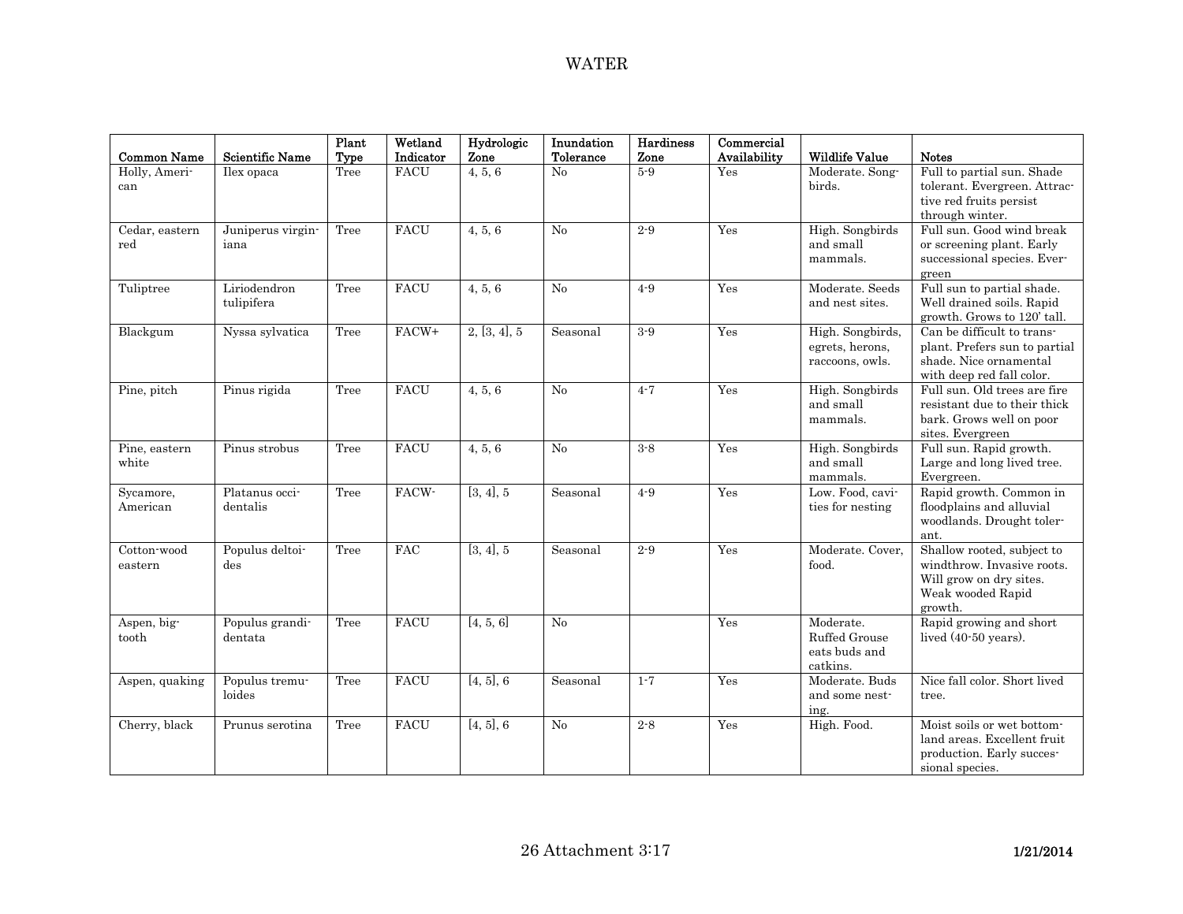# WATER

| Common Name | Scientific Name | Plant Type | Wetland Indicator | Hydrologic Zone | Inundation Tolerance | Hardiness Zone | Commercial Availability | Wildlife Value | Notes |
|---|---|---|---|---|---|---|---|---|---|
| Holly, American | Ilex opaca | Tree | FACU | 4, 5, 6 | No | 5-9 | Yes | Moderate. Songbirds. | Full to partial sun. Shade tolerant. Evergreen. Attractive red fruits persist through winter. |
| Cedar, eastern red | Juniperus virginiana | Tree | FACU | 4, 5, 6 | No | 2-9 | Yes | High. Songbirds and small mammals. | Full sun. Good wind break or screening plant. Early successional species. Evergreen |
| Tuliptree | Liriodendron tulipifera | Tree | FACU | 4, 5, 6 | No | 4-9 | Yes | Moderate. Seeds and nest sites. | Full sun to partial shade. Well drained soils. Rapid growth. Grows to 120' tall. |
| Blackgum | Nyssa sylvatica | Tree | FACW+ | 2, [3, 4], 5 | Seasonal | 3-9 | Yes | High. Songbirds, egrets, herons, raccoons, owls. | Can be difficult to transplant. Prefers sun to partial shade. Nice ornamental with deep red fall color. |
| Pine, pitch | Pinus rigida | Tree | FACU | 4, 5, 6 | No | 4-7 | Yes | High. Songbirds and small mammals. | Full sun. Old trees are fire resistant due to their thick bark. Grows well on poor sites. Evergreen |
| Pine, eastern white | Pinus strobus | Tree | FACU | 4, 5, 6 | No | 3-8 | Yes | High. Songbirds and small mammals. | Full sun. Rapid growth. Large and long lived tree. Evergreen. |
| Sycamore, American | Platanus occidentalis | Tree | FACW- | [3, 4], 5 | Seasonal | 4-9 | Yes | Low. Food, cavities for nesting | Rapid growth. Common in floodplains and alluvial woodlands. Drought tolerant. |
| Cotton-wood eastern | Populus deltoides | Tree | FAC | [3, 4], 5 | Seasonal | 2-9 | Yes | Moderate. Cover, food. | Shallow rooted, subject to windthrow. Invasive roots. Will grow on dry sites. Weak wooded Rapid growth. |
| Aspen, bigtooth | Populus grandidentata | Tree | FACU | [4, 5, 6] | No | | Yes | Moderate. Ruffed Grouse eats buds and catkins. | Rapid growing and short lived (40-50 years). |
| Aspen, quaking | Populus tremuloides | Tree | FACU | [4, 5], 6 | Seasonal | 1-7 | Yes | Moderate. Buds and some nesting. | Nice fall color. Short lived tree. |
| Cherry, black | Prunus serotina | Tree | FACU | [4, 5], 6 | No | 2-8 | Yes | High. Food. | Moist soils or wet bottomland areas. Excellent fruit production. Early successional species. |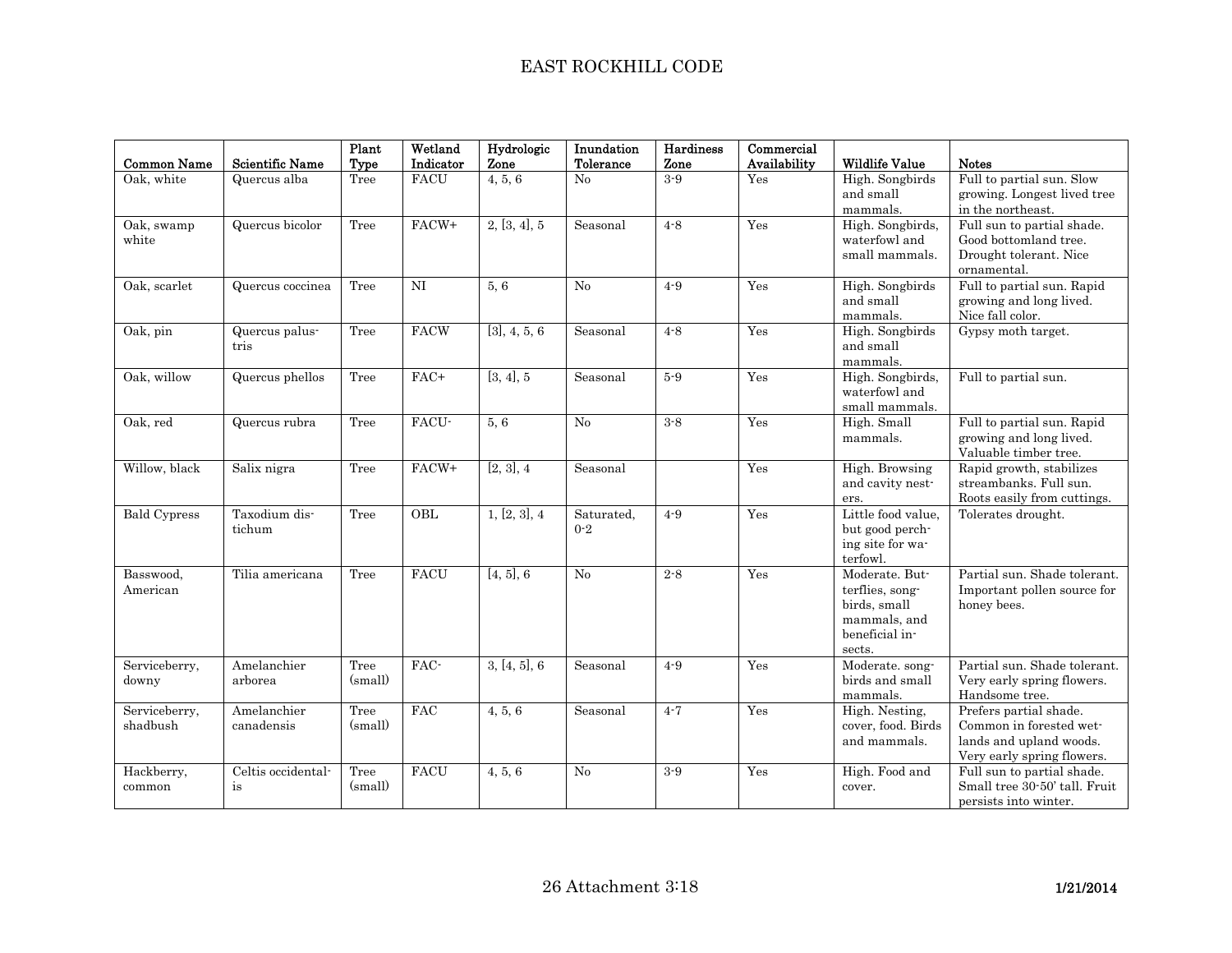| Common Name | Scientific Name | Plant Type | Wetland Indicator | Hydrologic Zone | Inundation Tolerance | Hardiness Zone | Commercial Availability | Wildlife Value | Notes |
|---|---|---|---|---|---|---|---|---|---|
| Oak, white | Quercus alba | Tree | FACU | 4, 5, 6 | No | 3-9 | Yes | High. Songbirds and small mammals. | Full to partial sun. Slow growing. Longest lived tree in the northeast. |
| Oak, swamp white | Quercus bicolor | Tree | FACW+ | 2, [3, 4], 5 | Seasonal | 4-8 | Yes | High. Songbirds, waterfowl and small mammals. | Full sun to partial shade. Good bottomland tree. Drought tolerant. Nice ornamental. |
| Oak, scarlet | Quercus coccinea | Tree | NI | 5, 6 | No | 4-9 | Yes | High. Songbirds and small mammals. | Full to partial sun. Rapid growing and long lived. Nice fall color. |
| Oak, pin | Quercus palustris | Tree | FACW | [3], 4, 5, 6 | Seasonal | 4-8 | Yes | High. Songbirds and small mammals. | Gypsy moth target. |
| Oak, willow | Quercus phellos | Tree | FAC+ | [3, 4], 5 | Seasonal | 5-9 | Yes | High. Songbirds, waterfowl and small mammals. | Full to partial sun. |
| Oak, red | Quercus rubra | Tree | FACU- | 5, 6 | No | 3-8 | Yes | High. Small mammals. | Full to partial sun. Rapid growing and long lived. Valuable timber tree. |
| Willow, black | Salix nigra | Tree | FACW+ | [2, 3], 4 | Seasonal | | Yes | High. Browsing and cavity nesters. | Rapid growth, stabilizes streambanks. Full sun. Roots easily from cuttings. |
| Bald Cypress | Taxodium distichum | Tree | OBL | 1, [2, 3], 4 | Saturated, 0-2 | 4-9 | Yes | Little food value, but good perching site for waterfowl. | Tolerates drought. |
| Basswood, American | Tilia americana | Tree | FACU | [4, 5], 6 | No | 2-8 | Yes | Moderate. Butterflies, songbirds, small mammals, and beneficial insects. | Partial sun. Shade tolerant. Important pollen source for honey bees. |
| Serviceberry, downy | Amelanchier arborea | Tree (small) | FAC- | 3, [4, 5], 6 | Seasonal | 4-9 | Yes | Moderate. songbirds and small mammals. | Partial sun. Shade tolerant. Very early spring flowers. Handsome tree. |
| Serviceberry, shadbush | Amelanchier canadensis | Tree (small) | FAC | 4, 5, 6 | Seasonal | 4-7 | Yes | High. Nesting, cover, food. Birds and mammals. | Prefers partial shade. Common in forested wetlands and upland woods. Very early spring flowers. |
| Hackberry, common | Celtis occidentalis | Tree (small) | FACU | 4, 5, 6 | No | 3-9 | Yes | High. Food and cover. | Full sun to partial shade. Small tree 30-50' tall. Fruit persists into winter. |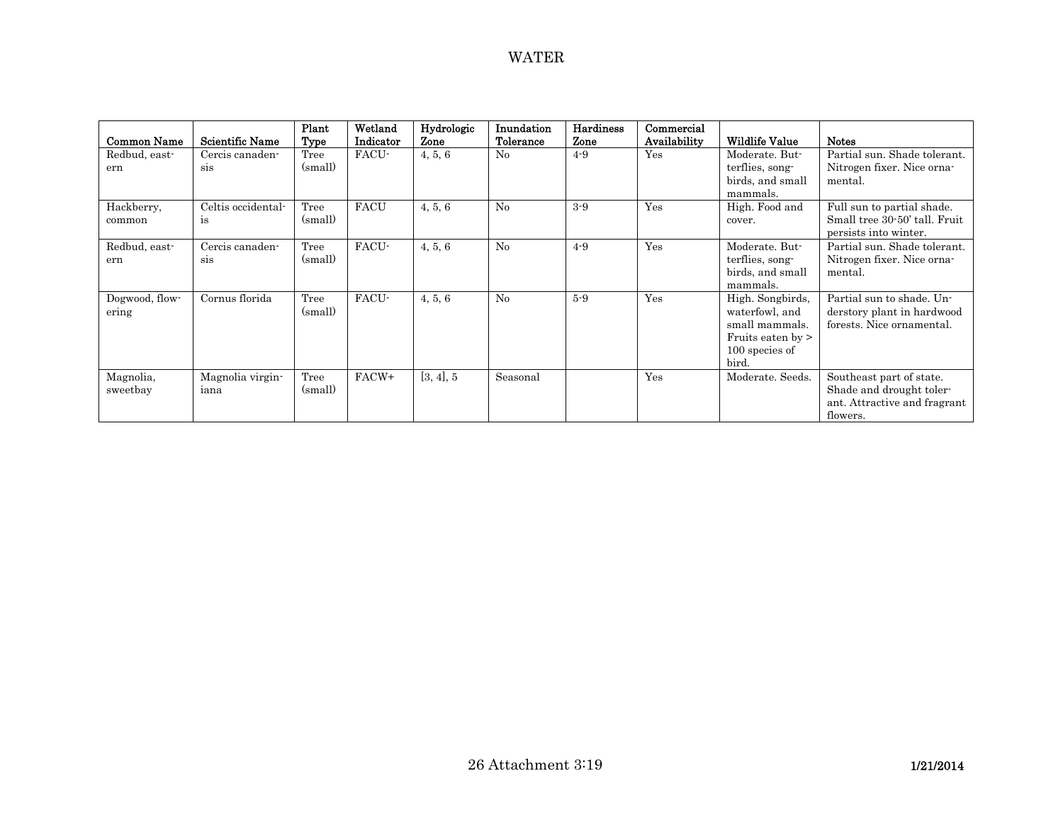| Common Name | Scientific Name | Plant Type | Wetland Indicator | Hydrologic Zone | Inundation Tolerance | Hardiness Zone | Commercial Availability | Wildlife Value | Notes |
|---|---|---|---|---|---|---|---|---|---|
| Redbud, eastern | Cercis canadensis | Tree (small) | FACU- | 4, 5, 6 | No | 4-9 | Yes | Moderate. Butterflies, songbirds, and small mammals. | Partial sun. Shade tolerant. Nitrogen fixer. Nice ornamental. |
| Hackberry, common | Celtis occidentalis | Tree (small) | FACU | 4, 5, 6 | No | 3-9 | Yes | High. Food and cover. | Full sun to partial shade. Small tree 30-50' tall. Fruit persists into winter. |
| Redbud, eastern | Cercis canadensis | Tree (small) | FACU- | 4, 5, 6 | No | 4-9 | Yes | Moderate. Butterflies, songbirds, and small mammals. | Partial sun. Shade tolerant. Nitrogen fixer. Nice ornamental. |
| Dogwood, flowering | Cornus florida | Tree (small) | FACU- | 4, 5, 6 | No | 5-9 | Yes | High. Songbirds, waterfowl, and small mammals. Fruits eaten by > 100 species of bird. | Partial sun to shade. Understory plant in hardwood forests. Nice ornamental. |
| Magnolia, sweetbay | Magnolia virginiana | Tree (small) | FACW+ | [3, 4], 5 | Seasonal | | Yes | Moderate. Seeds. | Southeast part of state. Shade and drought tolerant. Attractive and fragrant flowers. |